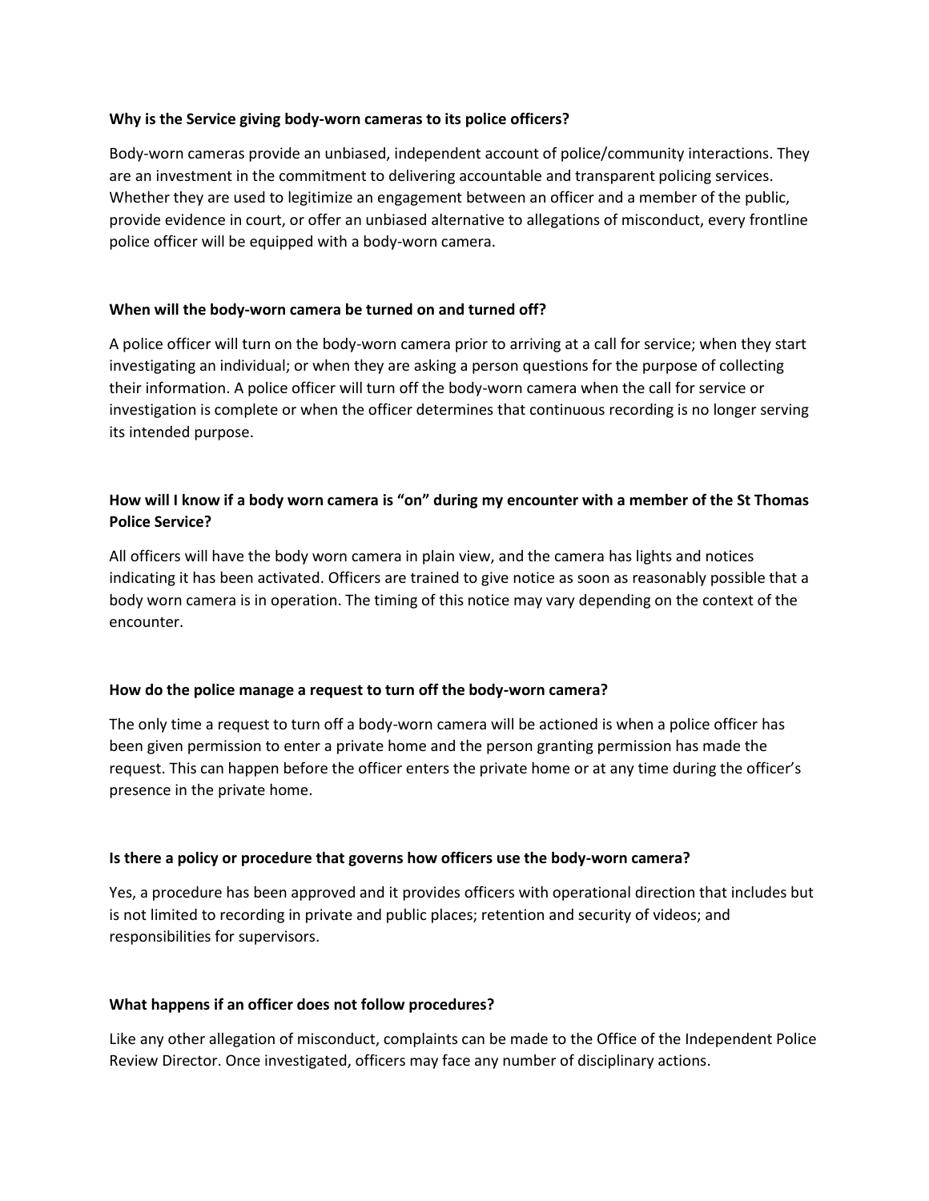**Why is the Service giving body-worn cameras to its police officers?**

Body-worn cameras provide an unbiased, independent account of police/community interactions. They are an investment in the commitment to delivering accountable and transparent policing services. Whether they are used to legitimize an engagement between an officer and a member of the public, provide evidence in court, or offer an unbiased alternative to allegations of misconduct, every frontline police officer will be equipped with a body-worn camera.

**When will the body-worn camera be turned on and turned off?**

A police officer will turn on the body-worn camera prior to arriving at a call for service; when they start investigating an individual; or when they are asking a person questions for the purpose of collecting their information. A police officer will turn off the body-worn camera when the call for service or investigation is complete or when the officer determines that continuous recording is no longer serving its intended purpose.

**How will I know if a body worn camera is "on" during my encounter with a member of the St Thomas Police Service?**

All officers will have the body worn camera in plain view, and the camera has lights and notices indicating it has been activated. Officers are trained to give notice as soon as reasonably possible that a body worn camera is in operation. The timing of this notice may vary depending on the context of the encounter.

**How do the police manage a request to turn off the body-worn camera?**

The only time a request to turn off a body-worn camera will be actioned is when a police officer has been given permission to enter a private home and the person granting permission has made the request. This can happen before the officer enters the private home or at any time during the officer's presence in the private home.

**Is there a policy or procedure that governs how officers use the body-worn camera?**

Yes, a procedure has been approved and it provides officers with operational direction that includes but is not limited to recording in private and public places; retention and security of videos; and responsibilities for supervisors.

**What happens if an officer does not follow procedures?**

Like any other allegation of misconduct, complaints can be made to the Office of the Independent Police Review Director. Once investigated, officers may face any number of disciplinary actions.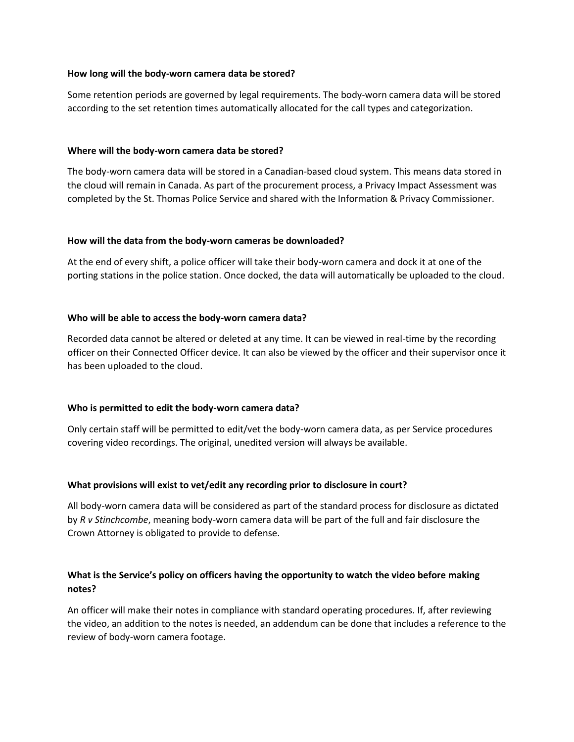**How long will the body-worn camera data be stored?**

Some retention periods are governed by legal requirements. The body-worn camera data will be stored according to the set retention times automatically allocated for the call types and categorization.

**Where will the body-worn camera data be stored?**

The body-worn camera data will be stored in a Canadian-based cloud system. This means data stored in the cloud will remain in Canada. As part of the procurement process, a Privacy Impact Assessment was completed by the St. Thomas Police Service and shared with the Information & Privacy Commissioner.

**How will the data from the body-worn cameras be downloaded?**

At the end of every shift, a police officer will take their body-worn camera and dock it at one of the porting stations in the police station. Once docked, the data will automatically be uploaded to the cloud.

**Who will be able to access the body-worn camera data?**

Recorded data cannot be altered or deleted at any time. It can be viewed in real-time by the recording officer on their Connected Officer device. It can also be viewed by the officer and their supervisor once it has been uploaded to the cloud.

**Who is permitted to edit the body-worn camera data?**

Only certain staff will be permitted to edit/vet the body-worn camera data, as per Service procedures covering video recordings. The original, unedited version will always be available.

**What provisions will exist to vet/edit any recording prior to disclosure in court?**

All body-worn camera data will be considered as part of the standard process for disclosure as dictated by *R v Stinchcombe*, meaning body-worn camera data will be part of the full and fair disclosure the Crown Attorney is obligated to provide to defense.

**What is the Service's policy on officers having the opportunity to watch the video before making notes?**

An officer will make their notes in compliance with standard operating procedures. If, after reviewing the video, an addition to the notes is needed, an addendum can be done that includes a reference to the review of body-worn camera footage.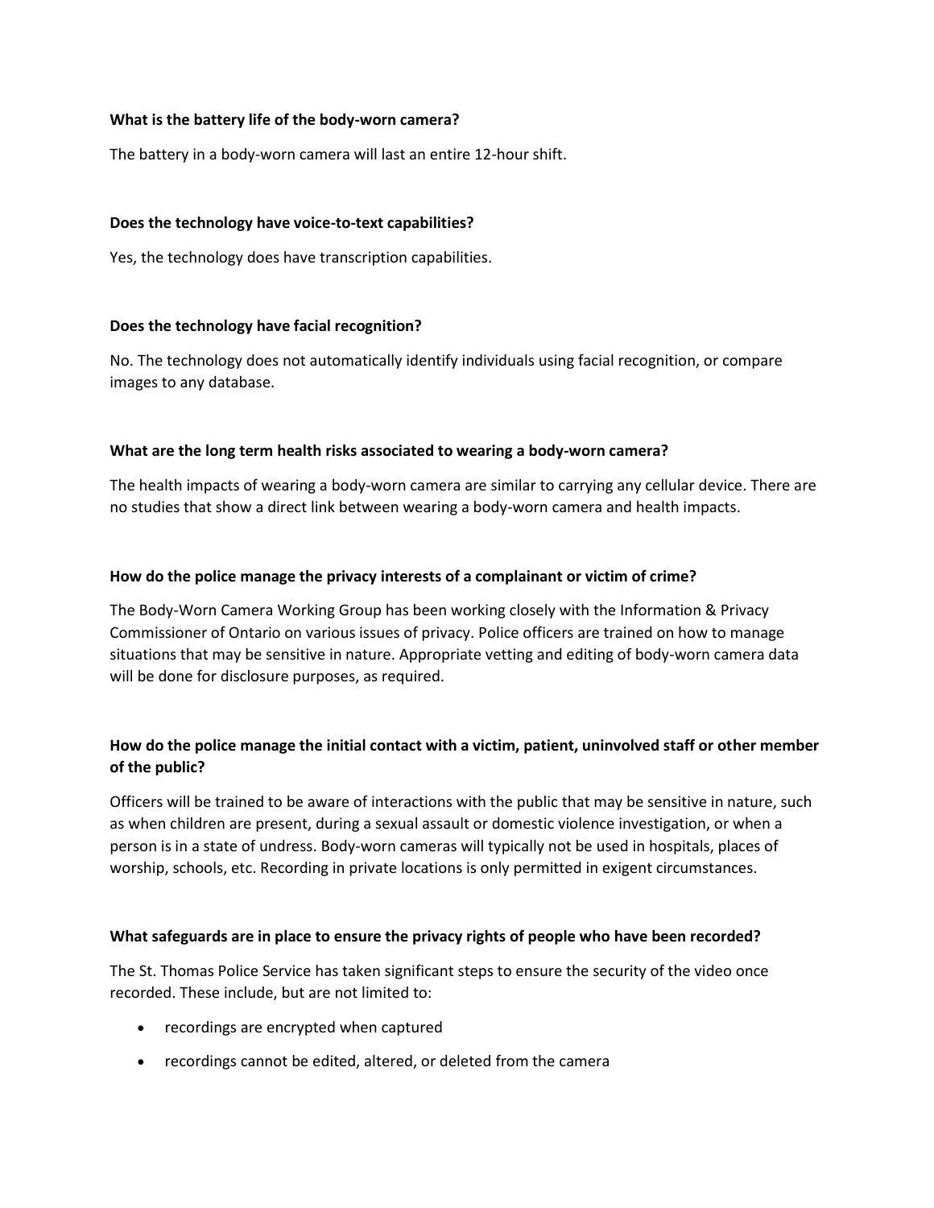**What is the battery life of the body-worn camera?**

The battery in a body-worn camera will last an entire 12-hour shift.

**Does the technology have voice-to-text capabilities?**

Yes, the technology does have transcription capabilities.

**Does the technology have facial recognition?**

No. The technology does not automatically identify individuals using facial recognition, or compare images to any database.

**What are the long term health risks associated to wearing a body-worn camera?**

The health impacts of wearing a body-worn camera are similar to carrying any cellular device. There are no studies that show a direct link between wearing a body-worn camera and health impacts.

**How do the police manage the privacy interests of a complainant or victim of crime?**

The Body-Worn Camera Working Group has been working closely with the Information & Privacy Commissioner of Ontario on various issues of privacy. Police officers are trained on how to manage situations that may be sensitive in nature. Appropriate vetting and editing of body-worn camera data will be done for disclosure purposes, as required.

**How do the police manage the initial contact with a victim, patient, uninvolved staff or other member of the public?**

Officers will be trained to be aware of interactions with the public that may be sensitive in nature, such as when children are present, during a sexual assault or domestic violence investigation, or when a person is in a state of undress. Body-worn cameras will typically not be used in hospitals, places of worship, schools, etc. Recording in private locations is only permitted in exigent circumstances.

**What safeguards are in place to ensure the privacy rights of people who have been recorded?**

The St. Thomas Police Service has taken significant steps to ensure the security of the video once recorded. These include, but are not limited to:

- recordings are encrypted when captured
- recordings cannot be edited, altered, or deleted from the camera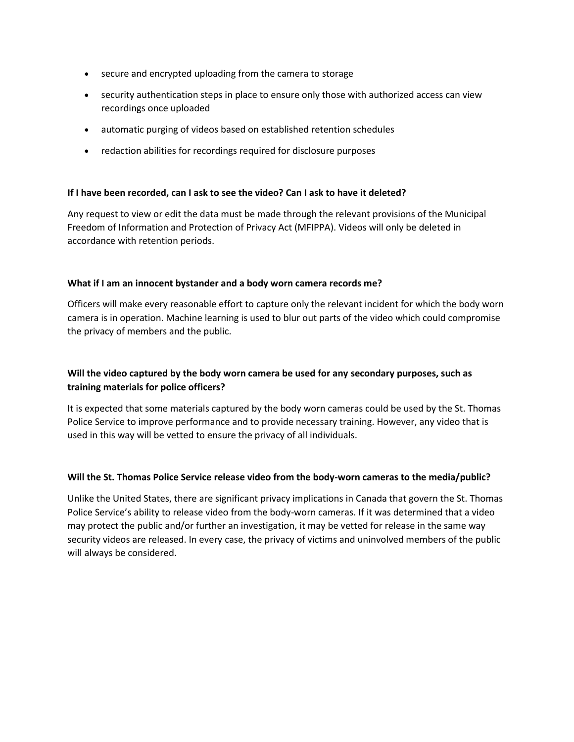- secure and encrypted uploading from the camera to storage
- security authentication steps in place to ensure only those with authorized access can view recordings once uploaded
- automatic purging of videos based on established retention schedules
- redaction abilities for recordings required for disclosure purposes

**If I have been recorded, can I ask to see the video? Can I ask to have it deleted?**

Any request to view or edit the data must be made through the relevant provisions of the Municipal Freedom of Information and Protection of Privacy Act (MFIPPA). Videos will only be deleted in accordance with retention periods.

**What if I am an innocent bystander and a body worn camera records me?**

Officers will make every reasonable effort to capture only the relevant incident for which the body worn camera is in operation. Machine learning is used to blur out parts of the video which could compromise the privacy of members and the public.

**Will the video captured by the body worn camera be used for any secondary purposes, such as training materials for police officers?**

It is expected that some materials captured by the body worn cameras could be used by the St. Thomas Police Service to improve performance and to provide necessary training. However, any video that is used in this way will be vetted to ensure the privacy of all individuals.

**Will the St. Thomas Police Service release video from the body-worn cameras to the media/public?**

Unlike the United States, there are significant privacy implications in Canada that govern the St. Thomas Police Service's ability to release video from the body-worn cameras. If it was determined that a video may protect the public and/or further an investigation, it may be vetted for release in the same way security videos are released. In every case, the privacy of victims and uninvolved members of the public will always be considered.